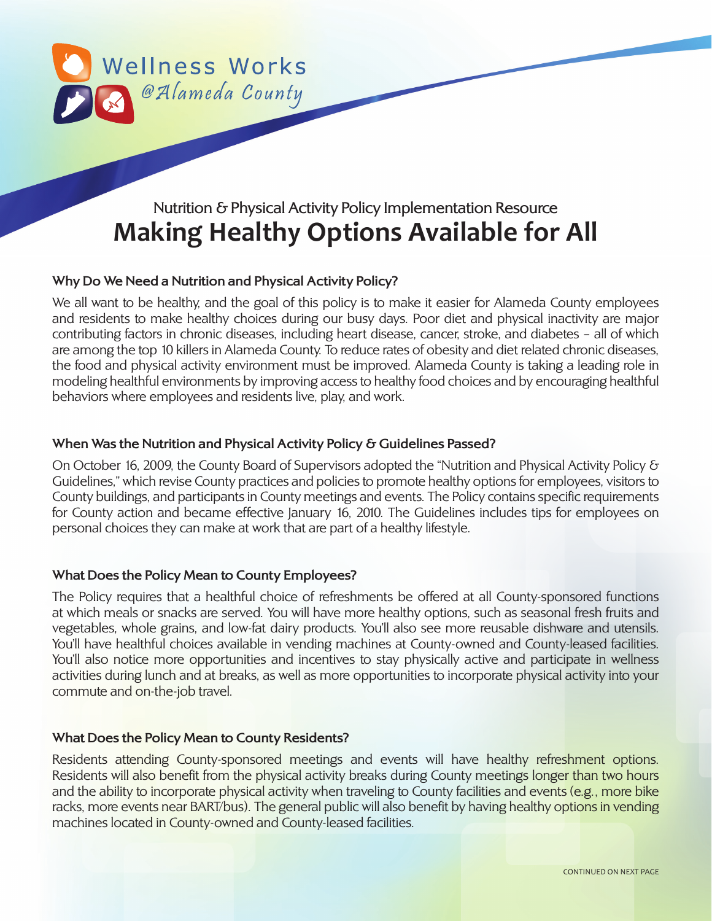Wellness Works @Alameda County

Nutrition & Physical Activity Policy Implementation Resource

# Making Healthy Options Available for All

### Why Do We Need a Nutrition and Physical Activity Policy?

We all want to be healthy, and the goal of this policy is to make it easier for Alameda County employees and residents to make healthy choices during our busy days. Poor diet and physical inactivity are major contributing factors in chronic diseases, including heart disease, cancer, stroke, and diabetes – all of which are among the top 10 killers in Alameda County. To reduce rates of obesity and diet related chronic diseases, the food and physical activity environment must be improved. Alameda County is taking a leading role in modeling healthful environments by improving access to healthy food choices and by encouraging healthful behaviors where employees and residents live, play, and work.

### When Was the Nutrition and Physical Activity Policy & Guidelines Passed?

On October 16, 2009, the County Board of Supervisors adopted the "Nutrition and Physical Activity Policy & Guidelines," which revise County practices and policies to promote healthy options for employees, visitors to County buildings, and participants in County meetings and events. The Policy contains specific requirements for County action and became effective January 16, 2010. The Guidelines includes tips for employees on personal choices they can make at work that are part of a healthy lifestyle.

### What Does the Policy Mean to County Employees?

The Policy requires that a healthful choice of refreshments be offered at all County-sponsored functions at which meals or snacks are served. You will have more healthy options, such as seasonal fresh fruits and vegetables, whole grains, and low-fat dairy products. You'll also see more reusable dishware and utensils. You'll have healthful choices available in vending machines at County-owned and County-leased facilities. You'll also notice more opportunities and incentives to stay physically active and participate in wellness activities during lunch and at breaks, as well as more opportunities to incorporate physical activity into your commute and on-the-job travel.

### What Does the Policy Mean to County Residents?

Residents attending County-sponsored meetings and events will have healthy refreshment options. Residents will also benefit from the physical activity breaks during County meetings longer than two hours and the ability to incorporate physical activity when traveling to County facilities and events (e.g., more bike racks, more events near BART/bus). The general public will also benefit by having healthy options in vending machines located in County-owned and County-leased facilities.

CONTINUED ON NEXT PAGE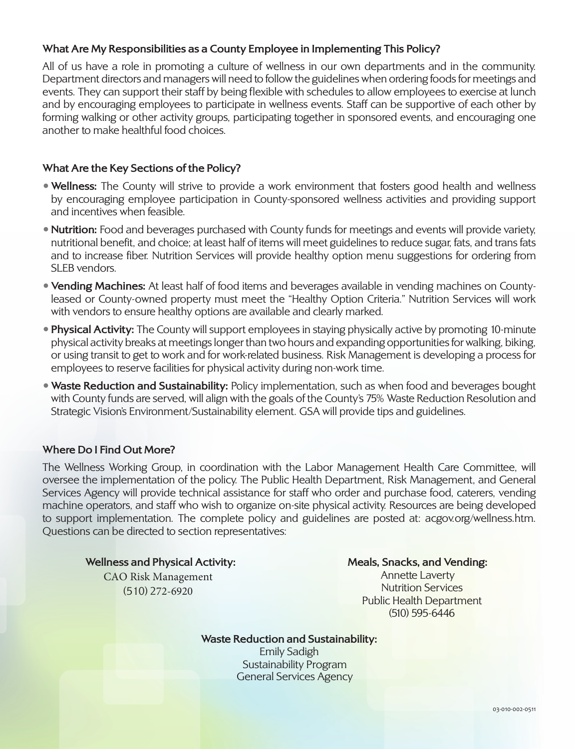### What Are My Responsibilities as a County Employee in Implementing This Policy?

All of us have a role in promoting a culture of wellness in our own departments and in the community. Department directors and managers will need to follow the guidelines when ordering foods for meetings and events. They can support their staff by being flexible with schedules to allow employees to exercise at lunch and by encouraging employees to participate in wellness events. Staff can be supportive of each other by forming walking or other activity groups, participating together in sponsored events, and encouraging one another to make healthful food choices.

### What Are the Key Sections of the Policy?

- **Wellness:** The County will strive to provide a work environment that fosters good health and wellness by encouraging employee participation in County-sponsored wellness activities and providing support and incentives when feasible.
- **Nutrition:** Food and beverages purchased with County funds for meetings and events will provide variety, nutritional benefit, and choice; at least half of items will meet guidelines to reduce sugar, fats, and trans fats and to increase fiber. Nutrition Services will provide healthy option menu suggestions for ordering from SLEB vendors.
- **Vending Machines:** At least half of food items and beverages available in vending machines on County-leased or County-owned property must meet the "Healthy Option Criteria." Nutrition Services will work with vendors to ensure healthy options are available and clearly marked.
- **Physical Activity:** The County will support employees in staying physically active by promoting 10-minute physical activity breaks at meetings longer than two hours and expanding opportunities for walking, biking, or using transit to get to work and for work-related business. Risk Management is developing a process for employees to reserve facilities for physical activity during non-work time.
- **Waste Reduction and Sustainability:** Policy implementation, such as when food and beverages bought with County funds are served, will align with the goals of the County's 75% Waste Reduction Resolution and Strategic Vision's Environment/Sustainability element. GSA will provide tips and guidelines.

### Where Do I Find Out More?

The Wellness Working Group, in coordination with the Labor Management Health Care Committee, will oversee the implementation of the policy. The Public Health Department, Risk Management, and General Services Agency will provide technical assistance for staff who order and purchase food, caterers, vending machine operators, and staff who wish to organize on-site physical activity. Resources are being developed to support implementation. The complete policy and guidelines are posted at: acgov.org/wellness.htm. Questions can be directed to section representatives:

**Wellness and Physical Activity:**
CAO Risk Management
(510) 272-6920

**Meals, Snacks, and Vending:**
Annette Laverty
Nutrition Services
Public Health Department
(510) 595-6446

**Waste Reduction and Sustainability:**
Emily Sadigh
Sustainability Program
General Services Agency

03-010-002-0511